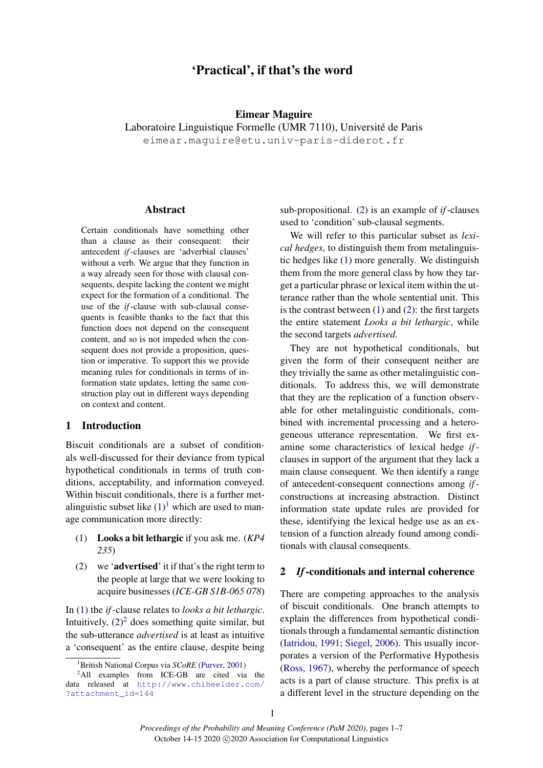# 'Practical', if that's the word

**Eimear Maguire**
Laboratoire Linguistique Formelle (UMR 7110), Université de Paris
eimear.maguire@etu.univ-paris-diderot.fr

## Abstract

Certain conditionals have something other than a clause as their consequent: their antecedent *if*-clauses are 'adverbial clauses' without a verb. We argue that they function in a way already seen for those with clausal consequents, despite lacking the content we might expect for the formation of a conditional. The use of the *if*-clause with sub-clausal consequents is feasible thanks to the fact that this function does not depend on the consequent content, and so is not impeded when the consequent does not provide a proposition, question or imperative. To support this we provide meaning rules for conditionals in terms of information state updates, letting the same construction play out in different ways depending on context and content.

## 1 Introduction

Biscuit conditionals are a subset of conditionals well-discussed for their deviance from typical hypothetical conditionals in terms of truth conditions, acceptability, and information conveyed. Within biscuit conditionals, there is a further metalinguistic subset like (1)[1] which are used to manage communication more directly:

(1) **Looks a bit lethargic** if you ask me. (*KP4 235*)

(2) we '**advertised**' it if that's the right term to the people at large that we were looking to acquire businesses (*ICE-GB S1B-065 078*)

In (1) the *if*-clause relates to *looks a bit lethargic*. Intuitively, (2)[2] does something quite similar, but the sub-utterance *advertised* is at least as intuitive a 'consequent' as the entire clause, despite being sub-propositional. (2) is an example of *if*-clauses used to 'condition' sub-clausal segments.

We will refer to this particular subset as *lexical hedges*, to distinguish them from metalinguistic hedges like (1) more generally. We distinguish them from the more general class by how they target a particular phrase or lexical item within the utterance rather than the whole sentential unit. This is the contrast between (1) and (2): the first targets the entire statement *Looks a bit lethargic*, while the second targets *advertised*.

They are not hypothetical conditionals, but given the form of their consequent neither are they trivially the same as other metalinguistic conditionals. To address this, we will demonstrate that they are the replication of a function observable for other metalinguistic conditionals, combined with incremental processing and a heterogeneous utterance representation. We first examine some characteristics of lexical hedge *if*-clauses in support of the argument that they lack a main clause consequent. We then identify a range of antecedent-consequent connections among *if*-constructions at increasing abstraction. Distinct information state update rules are provided for these, identifying the lexical hedge use as an extension of a function already found among conditionals with clausal consequents.

## 2 *If*-conditionals and internal coherence

There are competing approaches to the analysis of biscuit conditionals. One branch attempts to explain the differences from hypothetical conditionals through a fundamental semantic distinction (Iatridou, 1991; Siegel, 2006). This usually incorporates a version of the Performative Hypothesis (Ross, 1967), whereby the performance of speech acts is a part of clause structure. This prefix is at a different level in the structure depending on the

[1] British National Corpus via *SCoRE* (Purver, 2001)

[2] All examples from ICE-GB are cited via the data released at http://www.chiheelder.com/?attachment_id=144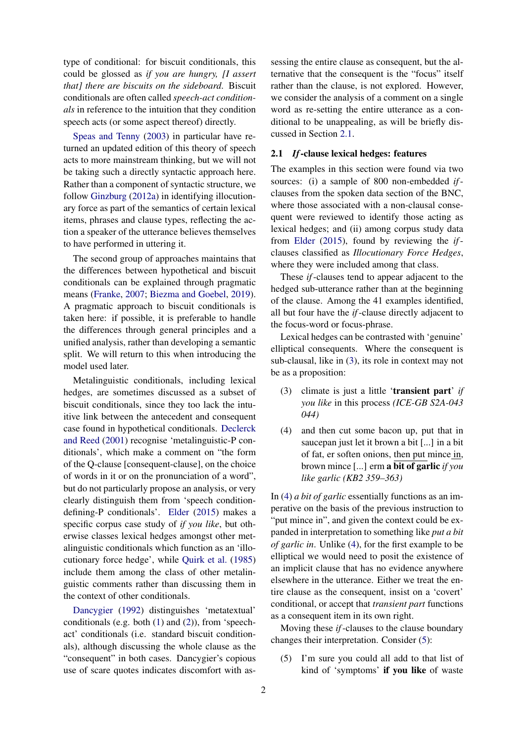type of conditional: for biscuit conditionals, this could be glossed as *if you are hungry, [I assert that] there are biscuits on the sideboard*. Biscuit conditionals are often called *speech-act conditionals* in reference to the intuition that they condition speech acts (or some aspect thereof) directly.

Speas and Tenny (2003) in particular have returned an updated edition of this theory of speech acts to more mainstream thinking, but we will not be taking such a directly syntactic approach here. Rather than a component of syntactic structure, we follow Ginzburg (2012a) in identifying illocutionary force as part of the semantics of certain lexical items, phrases and clause types, reflecting the action a speaker of the utterance believes themselves to have performed in uttering it.

The second group of approaches maintains that the differences between hypothetical and biscuit conditionals can be explained through pragmatic means (Franke, 2007; Biezma and Goebel, 2019). A pragmatic approach to biscuit conditionals is taken here: if possible, it is preferable to handle the differences through general principles and a unified analysis, rather than developing a semantic split. We will return to this when introducing the model used later.

Metalinguistic conditionals, including lexical hedges, are sometimes discussed as a subset of biscuit conditionals, since they too lack the intuitive link between the antecedent and consequent case found in hypothetical conditionals. Declerck and Reed (2001) recognise 'metalinguistic-P conditionals', which make a comment on "the form of the Q-clause [consequent-clause], on the choice of words in it or on the pronunciation of a word", but do not particularly propose an analysis, or very clearly distinguish them from 'speech condition-defining-P conditionals'. Elder (2015) makes a specific corpus case study of *if you like*, but otherwise classes lexical hedges amongst other metalinguistic conditionals which function as an 'illocutionary force hedge', while Quirk et al. (1985) include them among the class of other metalinguistic comments rather than discussing them in the context of other conditionals.

Dancygier (1992) distinguishes 'metatextual' conditionals (e.g. both (1) and (2)), from 'speech-act' conditionals (i.e. standard biscuit conditionals), although discussing the whole clause as the "consequent" in both cases. Dancygier's copious use of scare quotes indicates discomfort with assessing the entire clause as consequent, but the alternative that the consequent is the "focus" itself rather than the clause, is not explored. However, we consider the analysis of a comment on a single word as re-setting the entire utterance as a conditional to be unappealing, as will be briefly discussed in Section 2.1.

### 2.1 *If*-clause lexical hedges: features

The examples in this section were found via two sources: (i) a sample of 800 non-embedded *if*-clauses from the spoken data section of the BNC, where those associated with a non-clausal consequent were reviewed to identify those acting as lexical hedges; and (ii) among corpus study data from Elder (2015), found by reviewing the *if*-clauses classified as *Illocutionary Force Hedges*, where they were included among that class.

These *if*-clauses tend to appear adjacent to the hedged sub-utterance rather than at the beginning of the clause. Among the 41 examples identified, all but four have the *if*-clause directly adjacent to the focus-word or focus-phrase.

Lexical hedges can be contrasted with 'genuine' elliptical consequents. Where the consequent is sub-clausal, like in (3), its role in context may not be as a proposition:

(3) climate is just a little '**transient part**' *if you like* in this process *(ICE-GB S2A-043 044)*

(4) and then cut some bacon up, put that in saucepan just let it brown a bit [...] in a bit of fat, er soften onions, then put mince in, brown mince [...] erm **a bit of garlic** *if you like garlic (KB2 359–363)*

In (4) *a bit of garlic* essentially functions as an imperative on the basis of the previous instruction to "put mince in", and given the context could be expanded in interpretation to something like *put a bit of garlic in*. Unlike (4), for the first example to be elliptical we would need to posit the existence of an implicit clause that has no evidence anywhere elsewhere in the utterance. Either we treat the entire clause as the consequent, insist on a 'covert' conditional, or accept that *transient part* functions as a consequent item in its own right.

Moving these *if*-clauses to the clause boundary changes their interpretation. Consider (5):

(5) I'm sure you could all add to that list of kind of 'symptoms' **if you like** of waste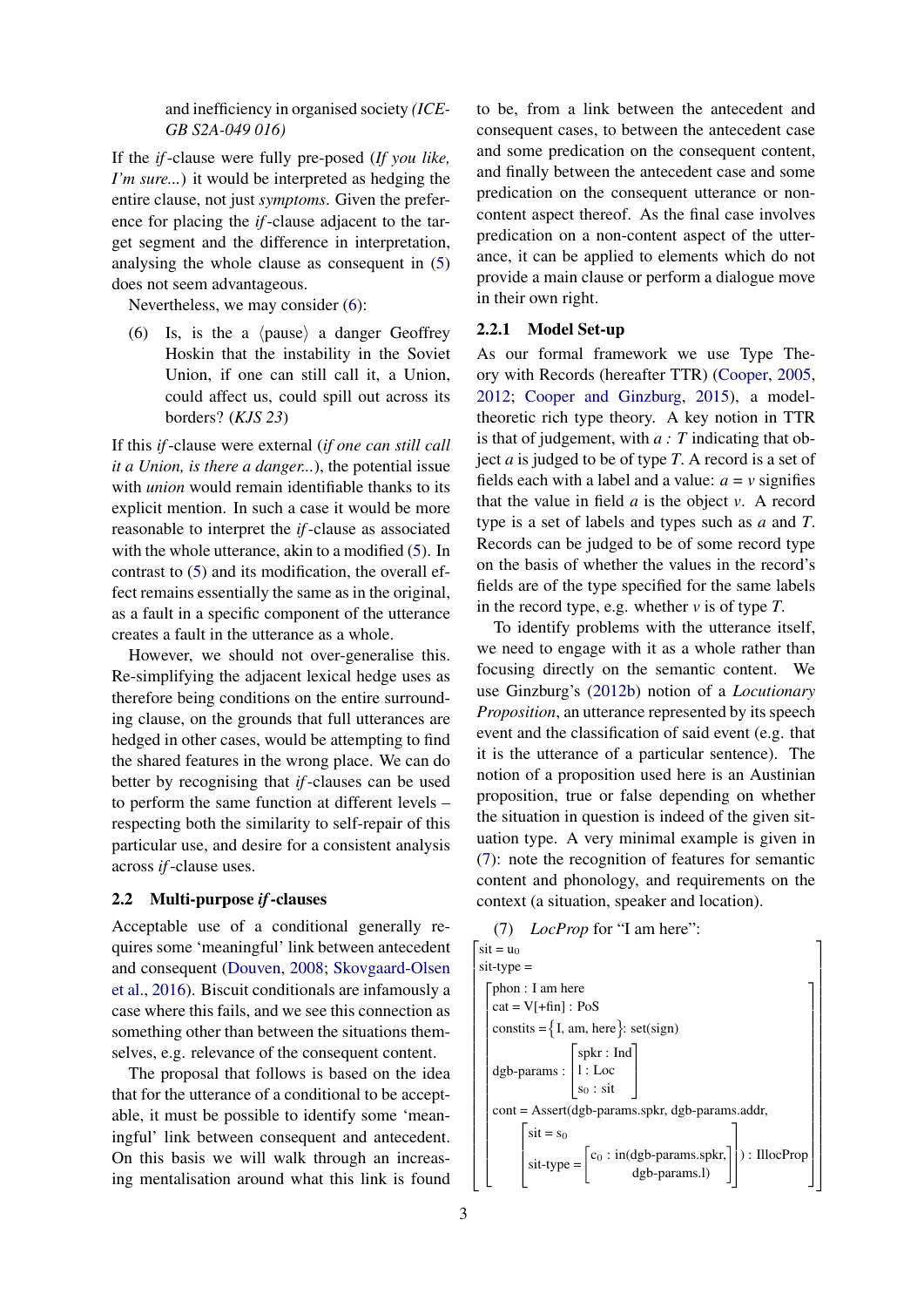and inefficiency in organised society *(ICE-GB S2A-049 016)*

If the *if*-clause were fully pre-posed (*If you like, I'm sure...*) it would be interpreted as hedging the entire clause, not just *symptoms*. Given the preference for placing the *if*-clause adjacent to the target segment and the difference in interpretation, analysing the whole clause as consequent in (5) does not seem advantageous.

Nevertheless, we may consider (6):

(6) Is, is the a ⟨pause⟩ a danger Geoffrey Hoskin that the instability in the Soviet Union, if one can still call it, a Union, could affect us, could spill out across its borders? (*KJS 23*)

If this *if*-clause were external (*if one can still call it a Union, is there a danger...*), the potential issue with *union* would remain identifiable thanks to its explicit mention. In such a case it would be more reasonable to interpret the *if*-clause as associated with the whole utterance, akin to a modified (5). In contrast to (5) and its modification, the overall effect remains essentially the same as in the original, as a fault in a specific component of the utterance creates a fault in the utterance as a whole.

However, we should not over-generalise this. Re-simplifying the adjacent lexical hedge uses as therefore being conditions on the entire surrounding clause, on the grounds that full utterances are hedged in other cases, would be attempting to find the shared features in the wrong place. We can do better by recognising that *if*-clauses can be used to perform the same function at different levels – respecting both the similarity to self-repair of this particular use, and desire for a consistent analysis across *if*-clause uses.

## 2.2 Multi-purpose *if*-clauses

Acceptable use of a conditional generally requires some 'meaningful' link between antecedent and consequent (Douven, 2008; Skovgaard-Olsen et al., 2016). Biscuit conditionals are infamously a case where this fails, and we see this connection as something other than between the situations themselves, e.g. relevance of the consequent content.

The proposal that follows is based on the idea that for the utterance of a conditional to be acceptable, it must be possible to identify some 'meaningful' link between consequent and antecedent. On this basis we will walk through an increasing mentalisation around what this link is found to be, from a link between the antecedent and consequent cases, to between the antecedent case and some predication on the consequent content, and finally between the antecedent case and some predication on the consequent utterance or non-content aspect thereof. As the final case involves predication on a non-content aspect of the utterance, it can be applied to elements which do not provide a main clause or perform a dialogue move in their own right.

### 2.2.1 Model Set-up

As our formal framework we use Type Theory with Records (hereafter TTR) (Cooper, 2005, 2012; Cooper and Ginzburg, 2015), a model-theoretic rich type theory. A key notion in TTR is that of judgement, with *a : T* indicating that object *a* is judged to be of type *T*. A record is a set of fields each with a label and a value: *a = v* signifies that the value in field *a* is the object *v*. A record type is a set of labels and types such as *a* and *T*. Records can be judged to be of some record type on the basis of whether the values in the record's fields are of the type specified for the same labels in the record type, e.g. whether *v* is of type *T*.

To identify problems with the utterance itself, we need to engage with it as a whole rather than focusing directly on the semantic content. We use Ginzburg's (2012b) notion of a *Locutionary Proposition*, an utterance represented by its speech event and the classification of said event (e.g. that it is the utterance of a particular sentence). The notion of a proposition used here is an Austinian proposition, true or false depending on whether the situation in question is indeed of the given situation type. A very minimal example is given in (7): note the recognition of features for semantic content and phonology, and requirements on the context (a situation, speaker and location).

(7) *LocProp* for "I am here":

$$
\begin{bmatrix}
\text{sit} = \text{u}_0 \\
\text{sit-type} = \\
\begin{bmatrix}
\text{phon : I am here} \\
\text{cat} = \text{V[+fin] : PoS} \\
\text{constits} = \{\text{I, am, here}\} : \text{set(sign)} \\
\text{dgb-params} : \begin{bmatrix} \text{spkr : Ind} \\ \text{l : Loc} \\ \text{s}_0 \text{ : sit} \end{bmatrix} \\
\text{cont} = \text{Assert(dgb-params.spkr, dgb-params.addr,} \\
\quad \begin{bmatrix} \text{sit} = \text{s}_0 \\ \text{sit-type} = \begin{bmatrix} \text{c}_0 \text{ : in(dgb-params.spkr, dgb-params.l)} \end{bmatrix} \end{bmatrix} \text{) : IllocProp}
\end{bmatrix}
\end{bmatrix}
$$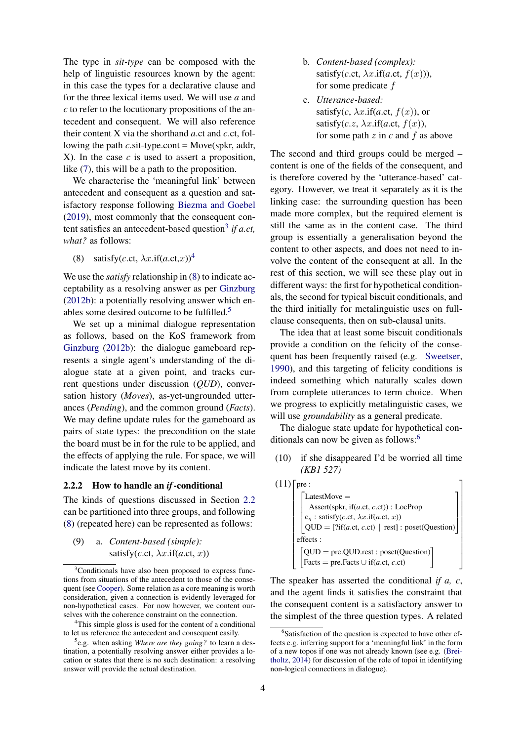The type in *sit-type* can be composed with the help of linguistic resources known by the agent: in this case the types for a declarative clause and for the three lexical items used. We will use *a* and *c* to refer to the locutionary propositions of the antecedent and consequent. We will also reference their content X via the shorthand *a*.ct and *c*.ct, following the path *c*.sit-type.cont = Move(spkr, addr, X). In the case *c* is used to assert a proposition, like (7), this will be a path to the proposition.

We characterise the 'meaningful link' between antecedent and consequent as a question and satisfactory response following Biezma and Goebel (2019), most commonly that the consequent content satisfies an antecedent-based question[3] *if a.ct, what?* as follows:

(8) satisfy(*c*.ct, $\lambda x$.if(*a*.ct,$x$))[4]

We use the *satisfy* relationship in (8) to indicate acceptability as a resolving answer as per Ginzburg (2012b): a potentially resolving answer which enables some desired outcome to be fulfilled.[5]

We set up a minimal dialogue representation as follows, based on the KoS framework from Ginzburg (2012b): the dialogue gameboard represents a single agent's understanding of the dialogue state at a given point, and tracks current questions under discussion (*QUD*), conversation history (*Moves*), as-yet-ungrounded utterances (*Pending*), and the common ground (*Facts*). We may define update rules for the gameboard as pairs of state types: the precondition on the state the board must be in for the rule to be applied, and the effects of applying the rule. For space, we will indicate the latest move by its content.

### 2.2.2 How to handle an *if*-conditional

The kinds of questions discussed in Section 2.2 can be partitioned into three groups, and following (8) (repeated here) can be represented as follows:

(9) a. *Content-based (simple):*
satisfy(*c*.ct, $\lambda x$.if(*a*.ct, $x$))

b. *Content-based (complex):*
satisfy(*c*.ct, $\lambda x$.if(*a*.ct, $f(x)$)),
for some predicate $f$

c. *Utterance-based:*
satisfy($c$, $\lambda x$.if(*a*.ct, $f(x)$), or
satisfy($c.z$, $\lambda x$.if(*a*.ct, $f(x)$),
for some path $z$ in $c$ and $f$ as above

The second and third groups could be merged – content is one of the fields of the consequent, and is therefore covered by the 'utterance-based' category. However, we treat it separately as it is the linking case: the surrounding question has been made more complex, but the required element is still the same as in the content case. The third group is essentially a generalisation beyond the content to other aspects, and does not need to involve the content of the consequent at all. In the rest of this section, we will see these play out in different ways: the first for hypothetical conditionals, the second for typical biscuit conditionals, and the third initially for metalinguistic uses on full-clause consequents, then on sub-clausal units.

The idea that at least some biscuit conditionals provide a condition on the felicity of the consequent has been frequently raised (e.g. Sweetser, 1990), and this targeting of felicity conditions is indeed something which naturally scales down from complete utterances to term choice. When we progress to explicitly metalinguistic cases, we will use *groundability* as a general predicate.

The dialogue state update for hypothetical conditionals can now be given as follows:[6]

(10) if she disappeared I'd be worried all time *(KB1 527)*

(11)
$$\left[\begin{array}{l}\text{pre}:\left[\begin{array}{l}\text{LatestMove} = \\ \quad \text{Assert(spkr, if}(a.\text{ct}, c.\text{ct})) : \text{LocProp} \\ \text{c}_q : \text{satisfy}(c.\text{ct}, \lambda x.\text{if}(a.\text{ct}, x)) \\ \text{QUD} = [?\text{if}(a.\text{ct}, c.\text{ct}) \mid \text{rest}] : \text{poset(Question)}\end{array}\right] \\ \text{effects}:\left[\begin{array}{l}\text{QUD} = \text{pre.QUD.rest} : \text{poset(Question)} \\ \text{Facts} = \text{pre.Facts} \cup \text{if}(a.\text{ct}, c.\text{ct})\end{array}\right]\end{array}\right]$$

The speaker has asserted the conditional *if a, c*, and the agent finds it satisfies the constraint that the consequent content is a satisfactory answer to the simplest of the three question types. A related

---

[3]Conditionals have also been proposed to express functions from situations of the antecedent to those of the consequent (see Cooper). Some relation as a core meaning is worth consideration, given a connection is evidently leveraged for non-hypothetical cases. For now however, we content ourselves with the coherence constraint on the connection.

[4]This simple gloss is used for the content of a conditional to let us reference the antecedent and consequent easily.

[5]e.g. when asking *Where are they going?* to learn a destination, a potentially resolving answer either provides a location or states that there is no such destination: a resolving answer will provide the actual destination.

[6]Satisfaction of the question is expected to have other effects e.g. inferring support for a 'meaningful link' in the form of a new topos if one was not already known (see e.g. (Breitholtz, 2014) for discussion of the role of topoi in identifying non-logical connections in dialogue).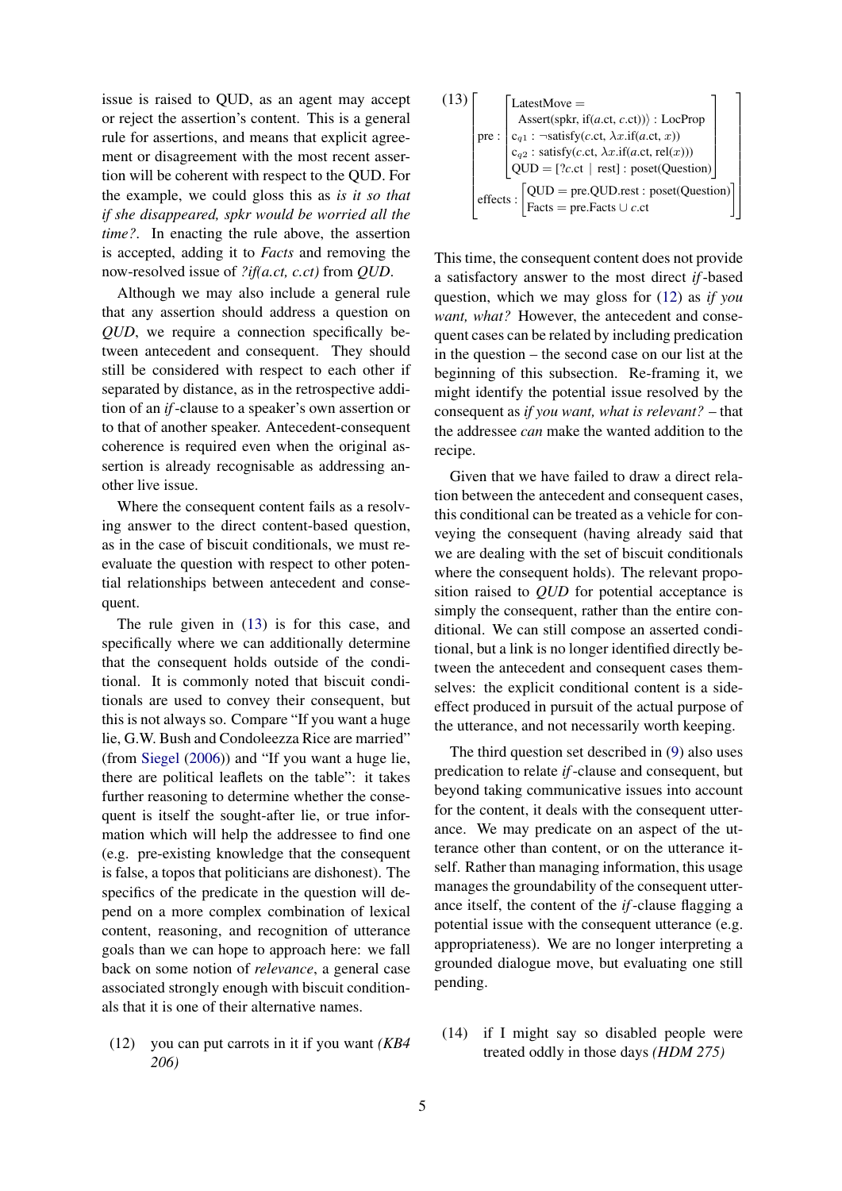issue is raised to QUD, as an agent may accept or reject the assertion's content. This is a general rule for assertions, and means that explicit agreement or disagreement with the most recent assertion will be coherent with respect to the QUD. For the example, we could gloss this as *is it so that if she disappeared, spkr would be worried all the time?*. In enacting the rule above, the assertion is accepted, adding it to *Facts* and removing the now-resolved issue of *?if(a.ct, c.ct)* from *QUD*.

Although we may also include a general rule that any assertion should address a question on *QUD*, we require a connection specifically between antecedent and consequent. They should still be considered with respect to each other if separated by distance, as in the retrospective addition of an *if*-clause to a speaker's own assertion or to that of another speaker. Antecedent-consequent coherence is required even when the original assertion is already recognisable as addressing another live issue.

Where the consequent content fails as a resolving answer to the direct content-based question, as in the case of biscuit conditionals, we must re-evaluate the question with respect to other potential relationships between antecedent and consequent.

The rule given in (13) is for this case, and specifically where we can additionally determine that the consequent holds outside of the conditional. It is commonly noted that biscuit conditionals are used to convey their consequent, but this is not always so. Compare "If you want a huge lie, G.W. Bush and Condoleezza Rice are married" (from Siegel (2006)) and "If you want a huge lie, there are political leaflets on the table": it takes further reasoning to determine whether the consequent is itself the sought-after lie, or true information which will help the addressee to find one (e.g. pre-existing knowledge that the consequent is false, a topos that politicians are dishonest). The specifics of the predicate in the question will depend on a more complex combination of lexical content, reasoning, and recognition of utterance goals than we can hope to approach here: we fall back on some notion of *relevance*, a general case associated strongly enough with biscuit conditionals that it is one of their alternative names.

(12) you can put carrots in it if you want *(KB4 206)*

(13)
$$
\left[\begin{array}{l}
\text{pre}: \left[\begin{array}{l}
\text{LatestMove} = \\
\quad \text{Assert(spkr, if}(a.\text{ct}, c.\text{ct}))\rangle : \text{LocProp} \\
\text{c}_{q1} : \neg\text{satisfy}(c.\text{ct}, \lambda x.\text{if}(a.\text{ct}, x)) \\
\text{c}_{q2} : \text{satisfy}(c.\text{ct}, \lambda x.\text{if}(a.\text{ct}, \text{rel}(x))) \\
\text{QUD} = [?c.\text{ct} \mid \text{rest}] : \text{poset(Question)}
\end{array}\right] \\
\text{effects}: \left[\begin{array}{l}
\text{QUD} = \text{pre.QUD.rest} : \text{poset(Question)} \\
\text{Facts} = \text{pre.Facts} \cup c.\text{ct}
\end{array}\right]
\end{array}\right]
$$

This time, the consequent content does not provide a satisfactory answer to the most direct *if*-based question, which we may gloss for (12) as *if you want, what?* However, the antecedent and consequent cases can be related by including predication in the question – the second case on our list at the beginning of this subsection. Re-framing it, we might identify the potential issue resolved by the consequent as *if you want, what is relevant?* – that the addressee *can* make the wanted addition to the recipe.

Given that we have failed to draw a direct relation between the antecedent and consequent cases, this conditional can be treated as a vehicle for conveying the consequent (having already said that we are dealing with the set of biscuit conditionals where the consequent holds). The relevant proposition raised to *QUD* for potential acceptance is simply the consequent, rather than the entire conditional. We can still compose an asserted conditional, but a link is no longer identified directly between the antecedent and consequent cases themselves: the explicit conditional content is a side-effect produced in pursuit of the actual purpose of the utterance, and not necessarily worth keeping.

The third question set described in (9) also uses predication to relate *if*-clause and consequent, but beyond taking communicative issues into account for the content, it deals with the consequent utterance. We may predicate on an aspect of the utterance other than content, or on the utterance itself. Rather than managing information, this usage manages the groundability of the consequent utterance itself, the content of the *if*-clause flagging a potential issue with the consequent utterance (e.g. appropriateness). We are no longer interpreting a grounded dialogue move, but evaluating one still pending.

(14) if I might say so disabled people were treated oddly in those days *(HDM 275)*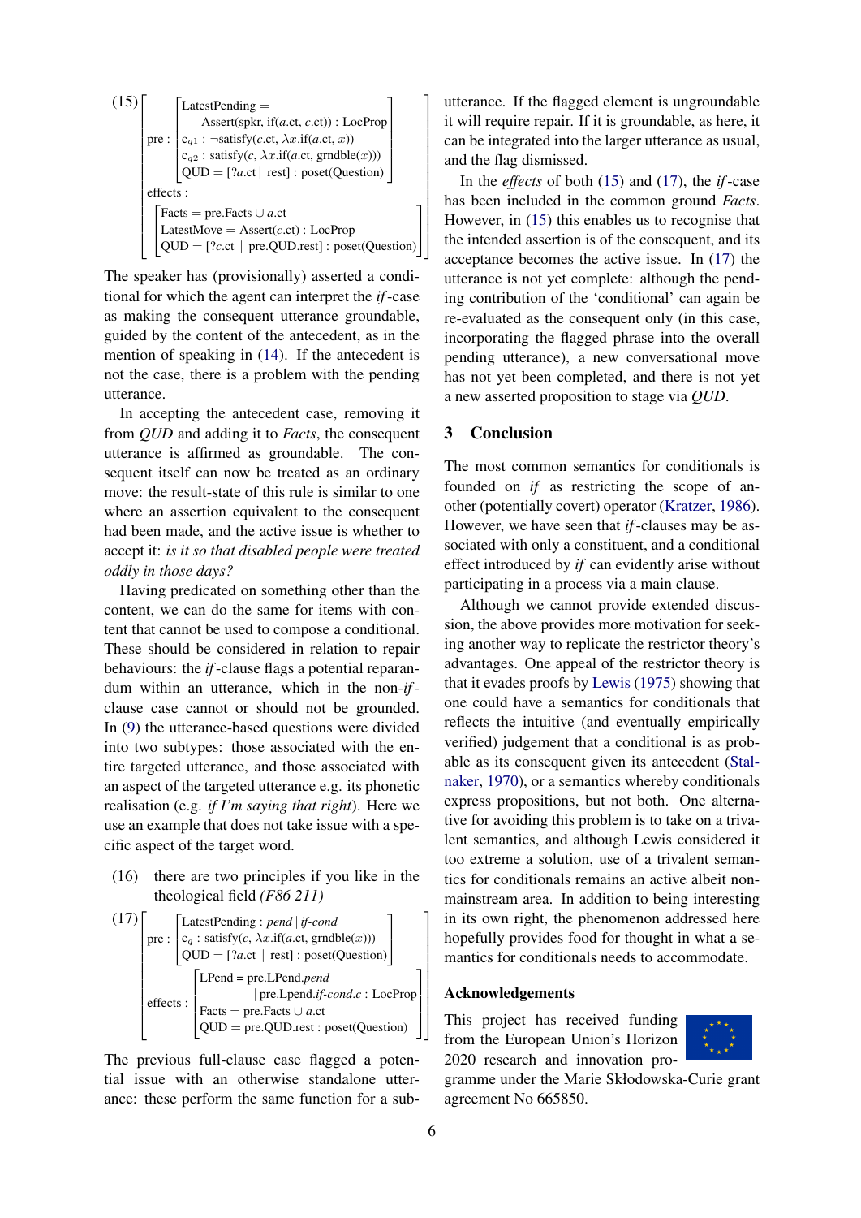(15)
$$\left[\begin{array}{l} \text{pre} : \left[\begin{array}{l} \text{LatestPending} = \\ \quad \text{Assert(spkr, if}(a.\text{ct}, c.\text{ct})) : \text{LocProp} \\ \text{c}_{q1} : \neg\text{satisfy}(c.\text{ct}, \lambda x.\text{if}(a.\text{ct}, x)) \\ \text{c}_{q2} : \text{satisfy}(c, \lambda x.\text{if}(a.\text{ct}, \text{grndble}(x))) \\ \text{QUD} = [?a.\text{ct} \mid \text{rest}] : \text{poset(Question)} \end{array}\right] \\ \text{effects} : \\ \left[\begin{array}{l} \text{Facts} = \text{pre.Facts} \cup a.\text{ct} \\ \text{LatestMove} = \text{Assert}(c.\text{ct}) : \text{LocProp} \\ \text{QUD} = [?c.\text{ct} \mid \text{pre.QUD.rest}] : \text{poset(Question)} \end{array}\right] \end{array}\right]$$

The speaker has (provisionally) asserted a conditional for which the agent can interpret the *if*-case as making the consequent utterance groundable, guided by the content of the antecedent, as in the mention of speaking in (14). If the antecedent is not the case, there is a problem with the pending utterance.

In accepting the antecedent case, removing it from *QUD* and adding it to *Facts*, the consequent utterance is affirmed as groundable. The consequent itself can now be treated as an ordinary move: the result-state of this rule is similar to one where an assertion equivalent to the consequent had been made, and the active issue is whether to accept it: *is it so that disabled people were treated oddly in those days?*

Having predicated on something other than the content, we can do the same for items with content that cannot be used to compose a conditional. These should be considered in relation to repair behaviours: the *if*-clause flags a potential reparandum within an utterance, which in the non-*if*-clause case cannot or should not be grounded. In (9) the utterance-based questions were divided into two subtypes: those associated with the entire targeted utterance, and those associated with an aspect of the targeted utterance e.g. its phonetic realisation (e.g. *if I'm saying that right*). Here we use an example that does not take issue with a specific aspect of the target word.

(16) there are two principles if you like in the theological field *(F86 211)*

(17)
$$\left[\begin{array}{l} \text{pre} : \left[\begin{array}{l} \text{LatestPending} : \textit{pend} \mid \textit{if-cond} \\ \text{c}_q : \text{satisfy}(c, \lambda x.\text{if}(a.\text{ct}, \text{grndble}(x))) \\ \text{QUD} = [?a.\text{ct} \mid \text{rest}] : \text{poset(Question)} \end{array}\right] \\ \text{effects} : \left[\begin{array}{l} \text{LPend} = \text{pre.LPend.}\textit{pend} \\ \qquad \mid \text{pre.Lpend.}\textit{if-cond.c} : \text{LocProp} \\ \text{Facts} = \text{pre.Facts} \cup a.\text{ct} \\ \text{QUD} = \text{pre.QUD.rest} : \text{poset(Question)} \end{array}\right] \end{array}\right]$$

The previous full-clause case flagged a potential issue with an otherwise standalone utterance: these perform the same function for a sub-utterance. If the flagged element is ungroundable it will require repair. If it is groundable, as here, it can be integrated into the larger utterance as usual, and the flag dismissed.

In the *effects* of both (15) and (17), the *if*-case has been included in the common ground *Facts*. However, in (15) this enables us to recognise that the intended assertion is of the consequent, and its acceptance becomes the active issue. In (17) the utterance is not yet complete: although the pending contribution of the 'conditional' can again be re-evaluated as the consequent only (in this case, incorporating the flagged phrase into the overall pending utterance), a new conversational move has not yet been completed, and there is not yet a new asserted proposition to stage via *QUD*.

## 3 Conclusion

The most common semantics for conditionals is founded on *if* as restricting the scope of another (potentially covert) operator (Kratzer, 1986). However, we have seen that *if*-clauses may be associated with only a constituent, and a conditional effect introduced by *if* can evidently arise without participating in a process via a main clause.

Although we cannot provide extended discussion, the above provides more motivation for seeking another way to replicate the restrictor theory's advantages. One appeal of the restrictor theory is that it evades proofs by Lewis (1975) showing that one could have a semantics for conditionals that reflects the intuitive (and eventually empirically verified) judgement that a conditional is as probable as its consequent given its antecedent (Stalnaker, 1970), or a semantics whereby conditionals express propositions, but not both. One alternative for avoiding this problem is to take on a trivalent semantics, and although Lewis considered it too extreme a solution, use of a trivalent semantics for conditionals remains an active albeit non-mainstream area. In addition to being interesting in its own right, the phenomenon addressed here hopefully provides food for thought in what a semantics for conditionals needs to accommodate.

### Acknowledgements

This project has received funding from the European Union's Horizon 2020 research and innovation programme under the Marie Skłodowska-Curie grant agreement No 665850.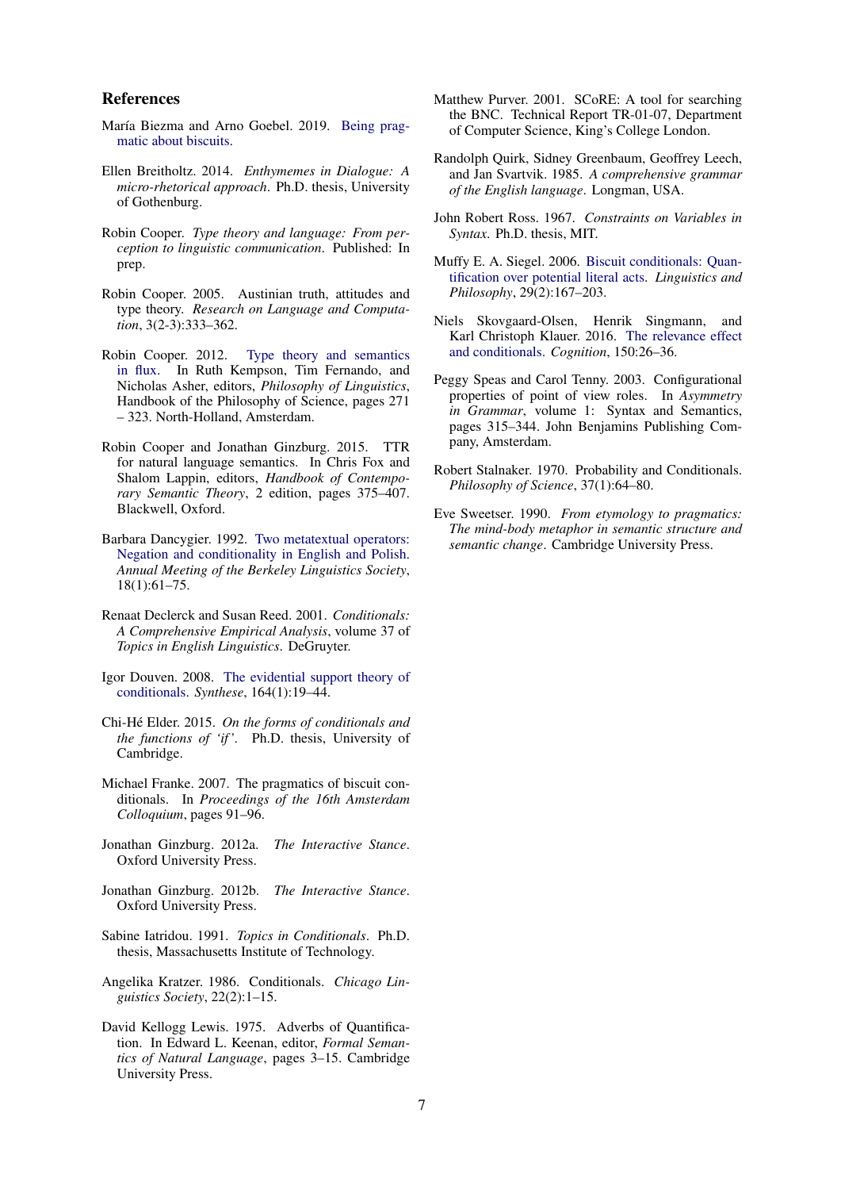## References

María Biezma and Arno Goebel. 2019. Being pragmatic about biscuits.

Ellen Breitholtz. 2014. *Enthymemes in Dialogue: A micro-rhetorical approach*. Ph.D. thesis, University of Gothenburg.

Robin Cooper. *Type theory and language: From perception to linguistic communication*. Published: In prep.

Robin Cooper. 2005. Austinian truth, attitudes and type theory. *Research on Language and Computation*, 3(2-3):333–362.

Robin Cooper. 2012. Type theory and semantics in flux. In Ruth Kempson, Tim Fernando, and Nicholas Asher, editors, *Philosophy of Linguistics*, Handbook of the Philosophy of Science, pages 271 – 323. North-Holland, Amsterdam.

Robin Cooper and Jonathan Ginzburg. 2015. TTR for natural language semantics. In Chris Fox and Shalom Lappin, editors, *Handbook of Contemporary Semantic Theory*, 2 edition, pages 375–407. Blackwell, Oxford.

Barbara Dancygier. 1992. Two metatextual operators: Negation and conditionality in English and Polish. *Annual Meeting of the Berkeley Linguistics Society*, 18(1):61–75.

Renaat Declerck and Susan Reed. 2001. *Conditionals: A Comprehensive Empirical Analysis*, volume 37 of *Topics in English Linguistics*. DeGruyter.

Igor Douven. 2008. The evidential support theory of conditionals. *Synthese*, 164(1):19–44.

Chi-Hé Elder. 2015. *On the forms of conditionals and the functions of 'if'*. Ph.D. thesis, University of Cambridge.

Michael Franke. 2007. The pragmatics of biscuit conditionals. In *Proceedings of the 16th Amsterdam Colloquium*, pages 91–96.

Jonathan Ginzburg. 2012a. *The Interactive Stance*. Oxford University Press.

Jonathan Ginzburg. 2012b. *The Interactive Stance*. Oxford University Press.

Sabine Iatridou. 1991. *Topics in Conditionals*. Ph.D. thesis, Massachusetts Institute of Technology.

Angelika Kratzer. 1986. Conditionals. *Chicago Linguistics Society*, 22(2):1–15.

David Kellogg Lewis. 1975. Adverbs of Quantification. In Edward L. Keenan, editor, *Formal Semantics of Natural Language*, pages 3–15. Cambridge University Press.

Matthew Purver. 2001. SCoRE: A tool for searching the BNC. Technical Report TR-01-07, Department of Computer Science, King's College London.

Randolph Quirk, Sidney Greenbaum, Geoffrey Leech, and Jan Svartvik. 1985. *A comprehensive grammar of the English language*. Longman, USA.

John Robert Ross. 1967. *Constraints on Variables in Syntax*. Ph.D. thesis, MIT.

Muffy E. A. Siegel. 2006. Biscuit conditionals: Quantification over potential literal acts. *Linguistics and Philosophy*, 29(2):167–203.

Niels Skovgaard-Olsen, Henrik Singmann, and Karl Christoph Klauer. 2016. The relevance effect and conditionals. *Cognition*, 150:26–36.

Peggy Speas and Carol Tenny. 2003. Configurational properties of point of view roles. In *Asymmetry in Grammar*, volume 1: Syntax and Semantics, pages 315–344. John Benjamins Publishing Company, Amsterdam.

Robert Stalnaker. 1970. Probability and Conditionals. *Philosophy of Science*, 37(1):64–80.

Eve Sweetser. 1990. *From etymology to pragmatics: The mind-body metaphor in semantic structure and semantic change*. Cambridge University Press.